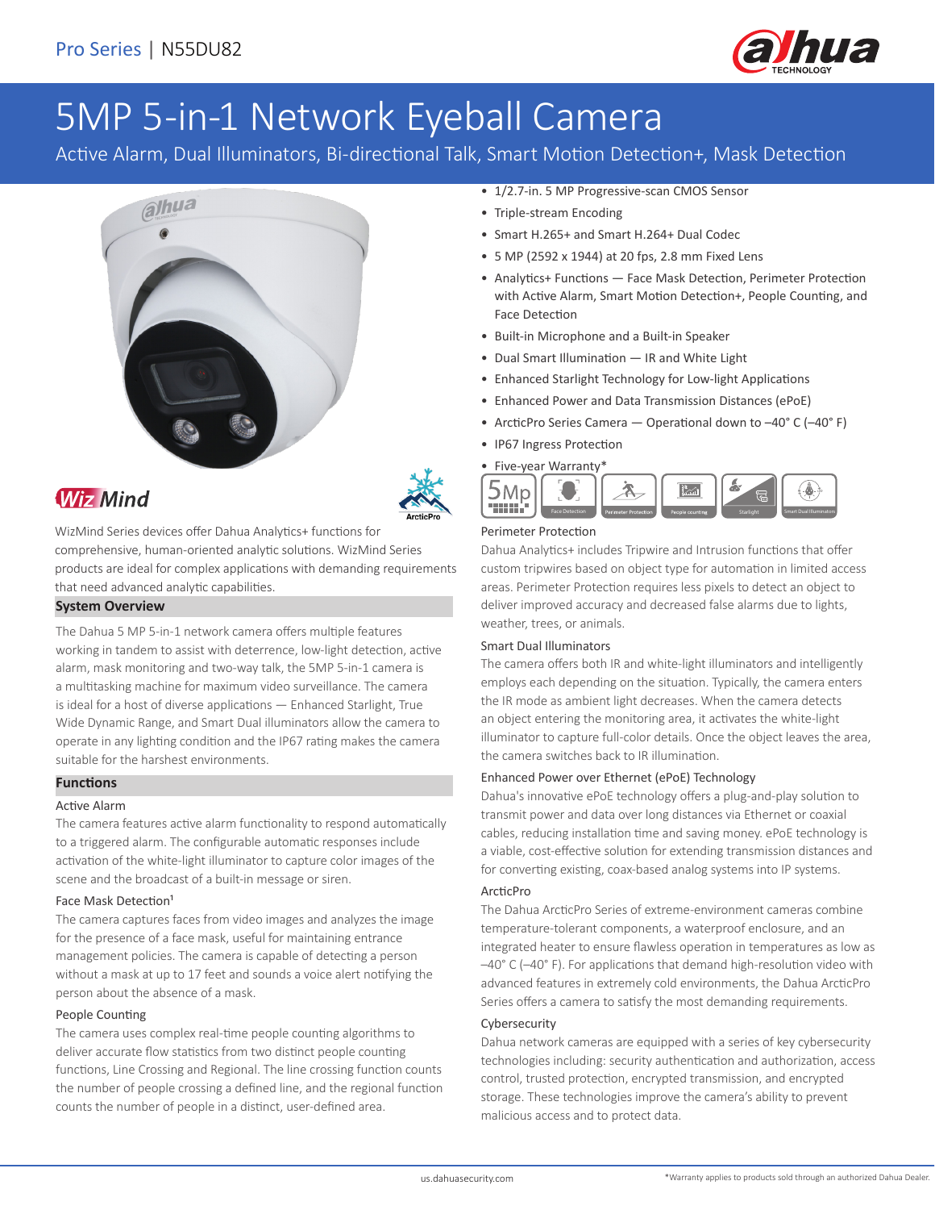Pro Series | N55DU82

# 5MP 5-in-1 Network Eyeball Camera

Active Alarm, Dual Illuminators, Bi-directional Talk, Smart Motion Detection+, Mask Detection

- 1/2.7-in. 5 MP Progressive-scan CMOS Sensor
- Triple-stream Encoding
- Smart H.265+ and Smart H.264+ Dual Codec
- 5 MP (2592 x 1944) at 20 fps, 2.8 mm Fixed Lens
- Analytics+ Functions — Face Mask Detection, Perimeter Protection with Active Alarm, Smart Motion Detection+, People Counting, and Face Detection
- Built-in Microphone and a Built-in Speaker
- Dual Smart Illumination — IR and White Light
- Enhanced Starlight Technology for Low-light Applications
- Enhanced Power and Data Transmission Distances (ePoE)
- ArcticPro Series Camera — Operational down to –40° C (–40° F)
- IP67 Ingress Protection
- Five-year Warranty*

WizMind Series devices offer Dahua Analytics+ functions for comprehensive, human-oriented analytic solutions. WizMind Series products are ideal for complex applications with demanding requirements that need advanced analytic capabilities.

## System Overview

The Dahua 5 MP 5-in-1 network camera offers multiple features working in tandem to assist with deterrence, low-light detection, active alarm, mask monitoring and two-way talk, the 5MP 5-in-1 camera is a multitasking machine for maximum video surveillance. The camera is ideal for a host of diverse applications — Enhanced Starlight, True Wide Dynamic Range, and Smart Dual illuminators allow the camera to operate in any lighting condition and the IP67 rating makes the camera suitable for the harshest environments.

## Functions

### Active Alarm

The camera features active alarm functionality to respond automatically to a triggered alarm. The configurable automatic responses include activation of the white-light illuminator to capture color images of the scene and the broadcast of a built-in message or siren.

### Face Mask Detection[1]

The camera captures faces from video images and analyzes the image for the presence of a face mask, useful for maintaining entrance management policies. The camera is capable of detecting a person without a mask at up to 17 feet and sounds a voice alert notifying the person about the absence of a mask.

### People Counting

The camera uses complex real-time people counting algorithms to deliver accurate flow statistics from two distinct people counting functions, Line Crossing and Regional. The line crossing function counts the number of people crossing a defined line, and the regional function counts the number of people in a distinct, user-defined area.

### Perimeter Protection

Dahua Analytics+ includes Tripwire and Intrusion functions that offer custom tripwires based on object type for automation in limited access areas. Perimeter Protection requires less pixels to detect an object to deliver improved accuracy and decreased false alarms due to lights, weather, trees, or animals.

### Smart Dual Illuminators

The camera offers both IR and white-light illuminators and intelligently employs each depending on the situation. Typically, the camera enters the IR mode as ambient light decreases. When the camera detects an object entering the monitoring area, it activates the white-light illuminator to capture full-color details. Once the object leaves the area, the camera switches back to IR illumination.

### Enhanced Power over Ethernet (ePoE) Technology

Dahua's innovative ePoE technology offers a plug-and-play solution to transmit power and data over long distances via Ethernet or coaxial cables, reducing installation time and saving money. ePoE technology is a viable, cost-effective solution for extending transmission distances and for converting existing, coax-based analog systems into IP systems.

### ArcticPro

The Dahua ArcticPro Series of extreme-environment cameras combine temperature-tolerant components, a waterproof enclosure, and an integrated heater to ensure flawless operation in temperatures as low as –40° C (–40° F). For applications that demand high-resolution video with advanced features in extremely cold environments, the Dahua ArcticPro Series offers a camera to satisfy the most demanding requirements.

### Cybersecurity

Dahua network cameras are equipped with a series of key cybersecurity technologies including: security authentication and authorization, access control, trusted protection, encrypted transmission, and encrypted storage. These technologies improve the camera's ability to prevent malicious access and to protect data.

*Warranty applies to products sold through an authorized Dahua Dealer.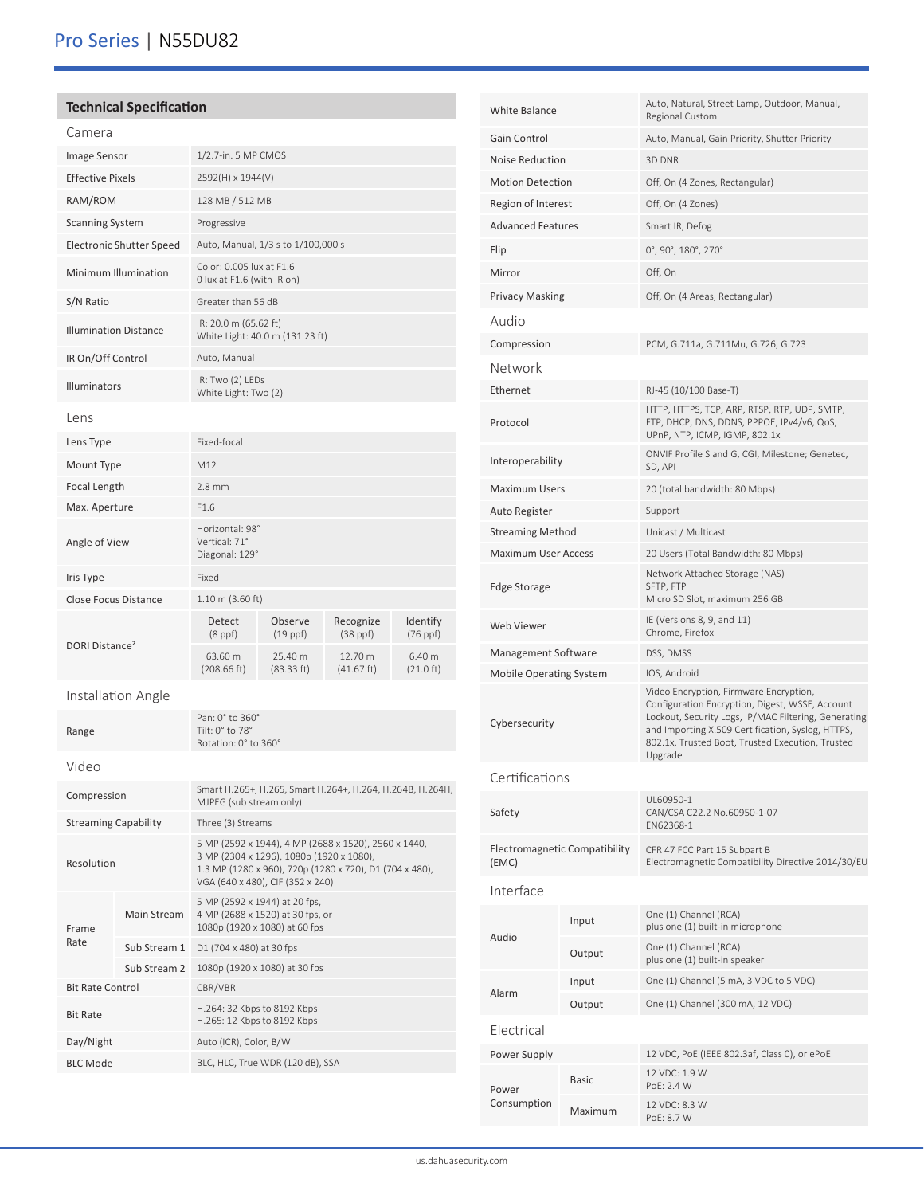# Pro Series | N55DU82

## Technical Specification

### Camera

| | |
|---|---|
| Image Sensor | 1/2.7-in. 5 MP CMOS |
| Effective Pixels | 2592(H) x 1944(V) |
| RAM/ROM | 128 MB / 512 MB |
| Scanning System | Progressive |
| Electronic Shutter Speed | Auto, Manual, 1/3 s to 1/100,000 s |
| Minimum Illumination | Color: 0.005 lux at F1.6<br>0 lux at F1.6 (with IR on) |
| S/N Ratio | Greater than 56 dB |
| Illumination Distance | IR: 20.0 m (65.62 ft)<br>White Light: 40.0 m (131.23 ft) |
| IR On/Off Control | Auto, Manual |
| Illuminators | IR: Two (2) LEDs<br>White Light: Two (2) |

### Lens

| | | | | |
|---|---|---|---|---|
| Lens Type | Fixed-focal | | | |
| Mount Type | M12 | | | |
| Focal Length | 2.8 mm | | | |
| Max. Aperture | F1.6 | | | |
| Angle of View | Horizontal: 98°<br>Vertical: 71°<br>Diagonal: 129° | | | |
| Iris Type | Fixed | | | |
| Close Focus Distance | 1.10 m (3.60 ft) | | | |
| DORI Distance[2] | Detect (8 ppf) | Observe (19 ppf) | Recognize (38 ppf) | Identify (76 ppf) |
| | 63.60 m (208.66 ft) | 25.40 m (83.33 ft) | 12.70 m (41.67 ft) | 6.40 m (21.0 ft) |

### Installation Angle

| | |
|---|---|
| Range | Pan: 0° to 360°<br>Tilt: 0° to 78°<br>Rotation: 0° to 360° |

### Video

| | | |
|---|---|---|
| Compression | | Smart H.265+, H.265, Smart H.264+, H.264, H.264B, H.264H, MJPEG (sub stream only) |
| Streaming Capability | | Three (3) Streams |
| Resolution | | 5 MP (2592 x 1944), 4 MP (2688 x 1520), 2560 x 1440, 3 MP (2304 x 1296), 1080p (1920 x 1080), 1.3 MP (1280 x 960), 720p (1280 x 720), D1 (704 x 480), VGA (640 x 480), CIF (352 x 240) |
| Frame Rate | Main Stream | 5 MP (2592 x 1944) at 20 fps,<br>4 MP (2688 x 1520) at 30 fps, or<br>1080p (1920 x 1080) at 60 fps |
| | Sub Stream 1 | D1 (704 x 480) at 30 fps |
| | Sub Stream 2 | 1080p (1920 x 1080) at 30 fps |
| Bit Rate Control | | CBR/VBR |
| Bit Rate | | H.264: 32 Kbps to 8192 Kbps<br>H.265: 12 Kbps to 8192 Kbps |
| Day/Night | | Auto (ICR), Color, B/W |
| BLC Mode | | BLC, HLC, True WDR (120 dB), SSA |
| White Balance | | Auto, Natural, Street Lamp, Outdoor, Manual, Regional Custom |
| Gain Control | | Auto, Manual, Gain Priority, Shutter Priority |
| Noise Reduction | | 3D DNR |
| Motion Detection | | Off, On (4 Zones, Rectangular) |
| Region of Interest | | Off, On (4 Zones) |
| Advanced Features | | Smart IR, Defog |
| Flip | | 0°, 90°, 180°, 270° |
| Mirror | | Off, On |
| Privacy Masking | | Off, On (4 Areas, Rectangular) |

### Audio

| | |
|---|---|
| Compression | PCM, G.711a, G.711Mu, G.726, G.723 |

### Network

| | |
|---|---|
| Ethernet | RJ-45 (10/100 Base-T) |
| Protocol | HTTP, HTTPS, TCP, ARP, RTSP, RTP, UDP, SMTP, FTP, DHCP, DNS, DDNS, PPPOE, IPv4/v6, QoS, UPnP, NTP, ICMP, IGMP, 802.1x |
| Interoperability | ONVIF Profile S and G, CGI, Milestone; Genetec, SD, API |
| Maximum Users | 20 (total bandwidth: 80 Mbps) |
| Auto Register | Support |
| Streaming Method | Unicast / Multicast |
| Maximum User Access | 20 Users (Total Bandwidth: 80 Mbps) |
| Edge Storage | Network Attached Storage (NAS)<br>SFTP, FTP<br>Micro SD Slot, maximum 256 GB |
| Web Viewer | IE (Versions 8, 9, and 11)<br>Chrome, Firefox |
| Management Software | DSS, DMSS |
| Mobile Operating System | IOS, Android |
| Cybersecurity | Video Encryption, Firmware Encryption, Configuration Encryption, Digest, WSSE, Account Lockout, Security Logs, IP/MAC Filtering, Generating and Importing X.509 Certification, Syslog, HTTPS, 802.1x, Trusted Boot, Trusted Execution, Trusted Upgrade |

### Certifications

| | |
|---|---|
| Safety | UL60950-1<br>CAN/CSA C22.2 No.60950-1-07<br>EN62368-1 |
| Electromagnetic Compatibility (EMC) | CFR 47 FCC Part 15 Subpart B<br>Electromagnetic Compatibility Directive 2014/30/EU |

### Interface

| | | |
|---|---|---|
| Audio | Input | One (1) Channel (RCA)<br>plus one (1) built-in microphone |
| | Output | One (1) Channel (RCA)<br>plus one (1) built-in speaker |
| Alarm | Input | One (1) Channel (5 mA, 3 VDC to 5 VDC) |
| | Output | One (1) Channel (300 mA, 12 VDC) |

### Electrical

| | | |
|---|---|---|
| Power Supply | | 12 VDC, PoE (IEEE 802.3af, Class 0), or ePoE |
| Power Consumption | Basic | 12 VDC: 1.9 W<br>PoE: 2.4 W |
| | Maximum | 12 VDC: 8.3 W<br>PoE: 8.7 W |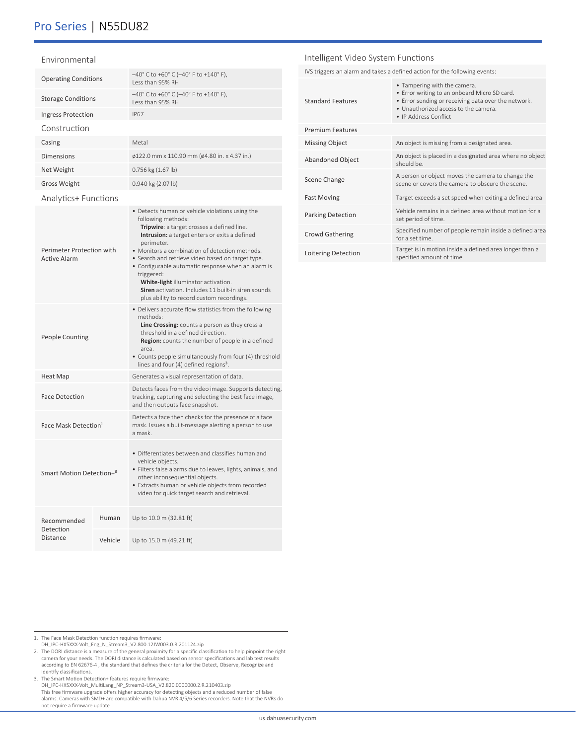## Environmental

| | |
|---|---|
| Operating Conditions | –40° C to +60° C (–40° F to +140° F), Less than 95% RH |
| Storage Conditions | –40° C to +60° C (–40° F to +140° F), Less than 95% RH |
| Ingress Protection | IP67 |

## Construction

| | |
|---|---|
| Casing | Metal |
| Dimensions | ø122.0 mm x 110.90 mm (ø4.80 in. x 4.37 in.) |
| Net Weight | 0.756 kg (1.67 lb) |
| Gross Weight | 0.940 kg (2.07 lb) |

## Analytics+ Functions

| | | |
|---|---|---|
| Perimeter Protection with Active Alarm | | • Detects human or vehicle violations using the following methods: **Tripwire**: a target crosses a defined line. **Intrusion:** a target enters or exits a defined perimeter. • Monitors a combination of detection methods. • Search and retrieve video based on target type. • Configurable automatic response when an alarm is triggered: **White-light** illuminator activation. **Siren** activation. Includes 11 built-in siren sounds plus ability to record custom recordings. |
| People Counting | | • Delivers accurate flow statistics from the following methods: **Line Crossing:** counts a person as they cross a threshold in a defined direction. **Region:** counts the number of people in a defined area. • Counts people simultaneously from four (4) threshold lines and four (4) defined regions[3]. |
| Heat Map | | Generates a visual representation of data. |
| Face Detection | | Detects faces from the video image. Supports detecting, tracking, capturing and selecting the best face image, and then outputs face snapshot. |
| Face Mask Detection[1] | | Detects a face then checks for the presence of a face mask. Issues a built-message alerting a person to use a mask. |
| Smart Motion Detection+[3] | | • Differentiates between and classifies human and vehicle objects. • Filters false alarms due to leaves, lights, animals, and other inconsequential objects. • Extracts human or vehicle objects from recorded video for quick target search and retrieval. |
| Recommended Detection Distance | Human | Up to 10.0 m (32.81 ft) |
| | Vehicle | Up to 15.0 m (49.21 ft) |

## Intelligent Video System Functions

IVS triggers an alarm and takes a defined action for the following events:

| | |
|---|---|
| Standard Features | • Tampering with the camera. • Error writing to an onboard Micro SD card. • Error sending or receiving data over the network. • Unauthorized access to the camera. • IP Address Conflict |
| Premium Features | |
| Missing Object | An object is missing from a designated area. |
| Abandoned Object | An object is placed in a designated area where no object should be. |
| Scene Change | A person or object moves the camera to change the scene or covers the camera to obscure the scene. |
| Fast Moving | Target exceeds a set speed when exiting a defined area |
| Parking Detection | Vehicle remains in a defined area without motion for a set period of time. |
| Crowd Gathering | Specified number of people remain inside a defined area for a set time. |
| Loitering Detection | Target is in motion inside a defined area longer than a specified amount of time. |

1. The Face Mask Detection function requires firmware: DH_IPC-HX5XXX-Volt_Eng_N_Stream3_V2.800.12JW003.0.R.201124.zip
2. The DORI distance is a measure of the general proximity for a specific classification to help pinpoint the right camera for your needs. The DORI distance is calculated based on sensor specifications and lab test results according to EN 62676-4 , the standard that defines the criteria for the Detect, Observe, Recognize and Identify classifications.
3. The Smart Motion Detection+ features require firmware: DH_IPC-HX5XXX-Volt_MultiLang_NP_Stream3-USA_V2.820.0000000.2.R.210403.zip This free firmware upgrade offers higher accuracy for detecting objects and a reduced number of false alarms. Cameras with SMD+ are compatible with Dahua NVR 4/5/6 Series recorders. Note that the NVRs do not require a firmware update.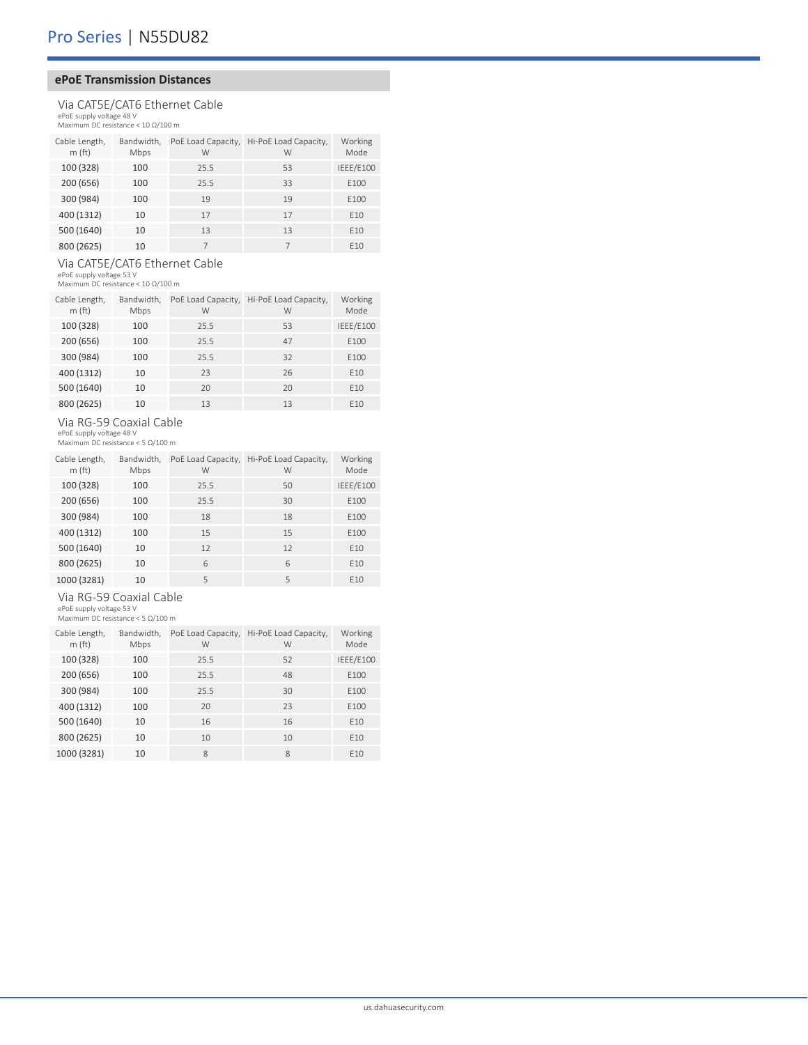## ePoE Transmission Distances

### Via CAT5E/CAT6 Ethernet Cable

ePoE supply voltage 48 V
Maximum DC resistance < 10 Ω/100 m

| Cable Length, m (ft) | Bandwidth, Mbps | PoE Load Capacity, W | Hi-PoE Load Capacity, W | Working Mode |
|---|---|---|---|---|
| 100 (328) | 100 | 25.5 | 53 | IEEE/E100 |
| 200 (656) | 100 | 25.5 | 33 | E100 |
| 300 (984) | 100 | 19 | 19 | E100 |
| 400 (1312) | 10 | 17 | 17 | E10 |
| 500 (1640) | 10 | 13 | 13 | E10 |
| 800 (2625) | 10 | 7 | 7 | E10 |

### Via CAT5E/CAT6 Ethernet Cable

ePoE supply voltage 53 V
Maximum DC resistance < 10 Ω/100 m

| Cable Length, m (ft) | Bandwidth, Mbps | PoE Load Capacity, W | Hi-PoE Load Capacity, W | Working Mode |
|---|---|---|---|---|
| 100 (328) | 100 | 25.5 | 53 | IEEE/E100 |
| 200 (656) | 100 | 25.5 | 47 | E100 |
| 300 (984) | 100 | 25.5 | 32 | E100 |
| 400 (1312) | 10 | 23 | 26 | E10 |
| 500 (1640) | 10 | 20 | 20 | E10 |
| 800 (2625) | 10 | 13 | 13 | E10 |

### Via RG-59 Coaxial Cable

ePoE supply voltage 48 V
Maximum DC resistance < 5 Ω/100 m

| Cable Length, m (ft) | Bandwidth, Mbps | PoE Load Capacity, W | Hi-PoE Load Capacity, W | Working Mode |
|---|---|---|---|---|
| 100 (328) | 100 | 25.5 | 50 | IEEE/E100 |
| 200 (656) | 100 | 25.5 | 30 | E100 |
| 300 (984) | 100 | 18 | 18 | E100 |
| 400 (1312) | 100 | 15 | 15 | E100 |
| 500 (1640) | 10 | 12 | 12 | E10 |
| 800 (2625) | 10 | 6 | 6 | E10 |
| 1000 (3281) | 10 | 5 | 5 | E10 |

### Via RG-59 Coaxial Cable

ePoE supply voltage 53 V
Maximum DC resistance < 5 Ω/100 m

| Cable Length, m (ft) | Bandwidth, Mbps | PoE Load Capacity, W | Hi-PoE Load Capacity, W | Working Mode |
|---|---|---|---|---|
| 100 (328) | 100 | 25.5 | 52 | IEEE/E100 |
| 200 (656) | 100 | 25.5 | 48 | E100 |
| 300 (984) | 100 | 25.5 | 30 | E100 |
| 400 (1312) | 100 | 20 | 23 | E100 |
| 500 (1640) | 10 | 16 | 16 | E10 |
| 800 (2625) | 10 | 10 | 10 | E10 |
| 1000 (3281) | 10 | 8 | 8 | E10 |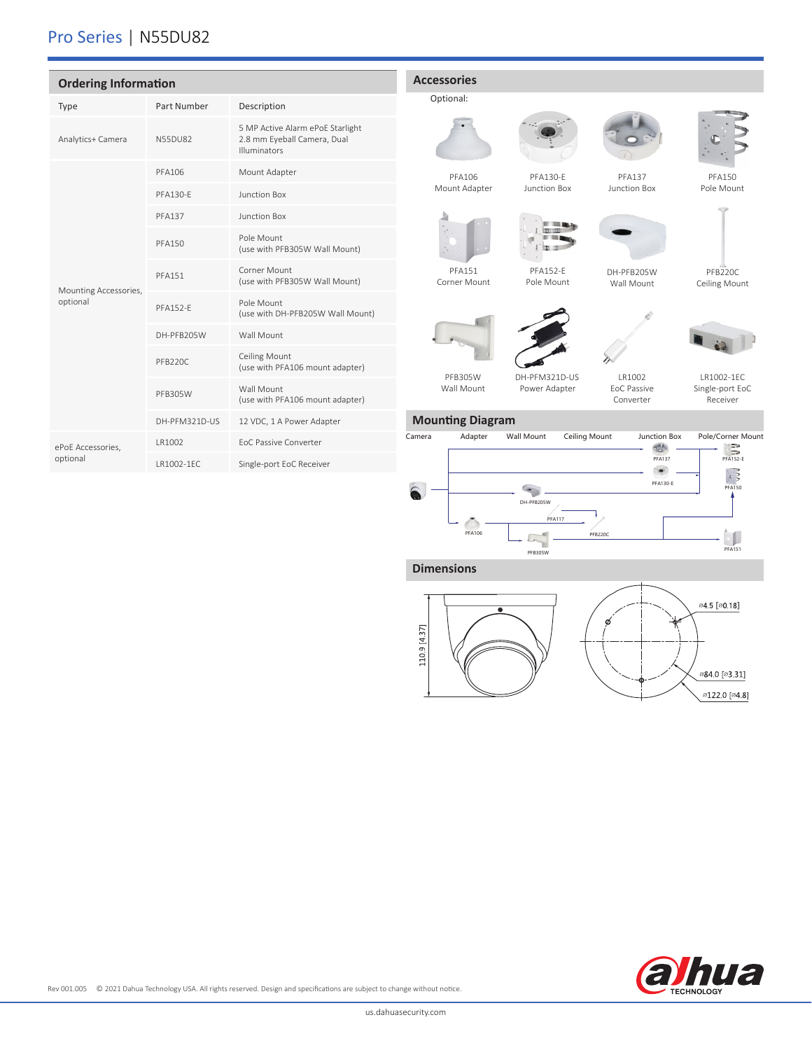## Ordering Information

| Type | Part Number | Description |
|---|---|---|
| Analytics+ Camera | N55DU82 | 5 MP Active Alarm ePoE Starlight 2.8 mm Eyeball Camera, Dual Illuminators |
| Mounting Accessories, optional | PFA106 | Mount Adapter |
| | PFA130-E | Junction Box |
| | PFA137 | Junction Box |
| | PFA150 | Pole Mount (use with PFB305W Wall Mount) |
| | PFA151 | Corner Mount (use with PFB305W Wall Mount) |
| | PFA152-E | Pole Mount (use with DH-PFB205W Wall Mount) |
| | DH-PFB205W | Wall Mount |
| | PFB220C | Ceiling Mount (use with PFA106 mount adapter) |
| | PFB305W | Wall Mount (use with PFA106 mount adapter) |
| | DH-PFM321D-US | 12 VDC, 1 A Power Adapter |
| ePoE Accessories, optional | LR1002 | EoC Passive Converter |
| | LR1002-1EC | Single-port EoC Receiver |

## Accessories

Optional:

PFA106
Mount Adapter

PFA130-E
Junction Box

PFA137
Junction Box

PFA150
Pole Mount

PFA151
Corner Mount

PFA152-E
Pole Mount

DH-PFB205W
Wall Mount

PFB220C
Ceiling Mount

PFB305W
Wall Mount

DH-PFM321D-US
Power Adapter

LR1002
EoC Passive Converter

LR1002-1EC
Single-port EoC Receiver

## Mounting Diagram

Camera
Adapter
Wall Mount
Ceiling Mount
Junction Box
Pole/Corner Mount

PFA137
PFA130-E
PFA152-E
PFA150
DH-PFB205W
PFA117
PFA106
PFB220C
PFB305W
PFA151

## Dimensions

110.9 [4.37]

⌀4.5 [⌀0.18]

⌀84.0 [⌀3.31]

⌀122.0 [⌀4.8]

Rev 001.005 © 2021 Dahua Technology USA. All rights reserved. Design and specifications are subject to change without notice.

us.dahuasecurity.com